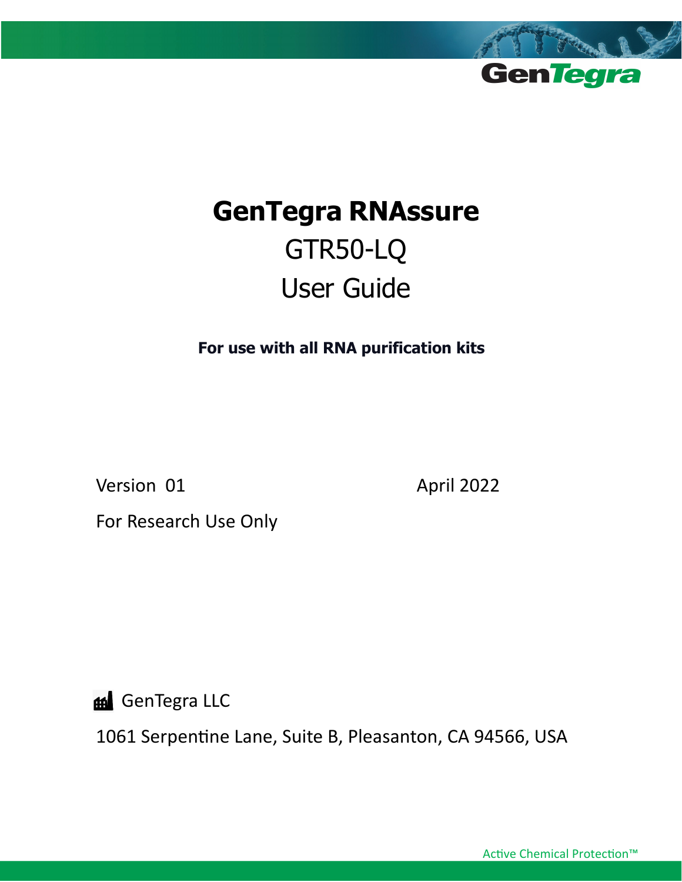GenTegra

# GenTegra RNAssure

## GTR50-LQ

## User Guide

**For use with all RNA purification kits**

Version 01

April 2022

For Research Use Only

GenTegra LLC

1061 Serpentine Lane, Suite B, Pleasanton, CA 94566, USA

Active Chemical Protection™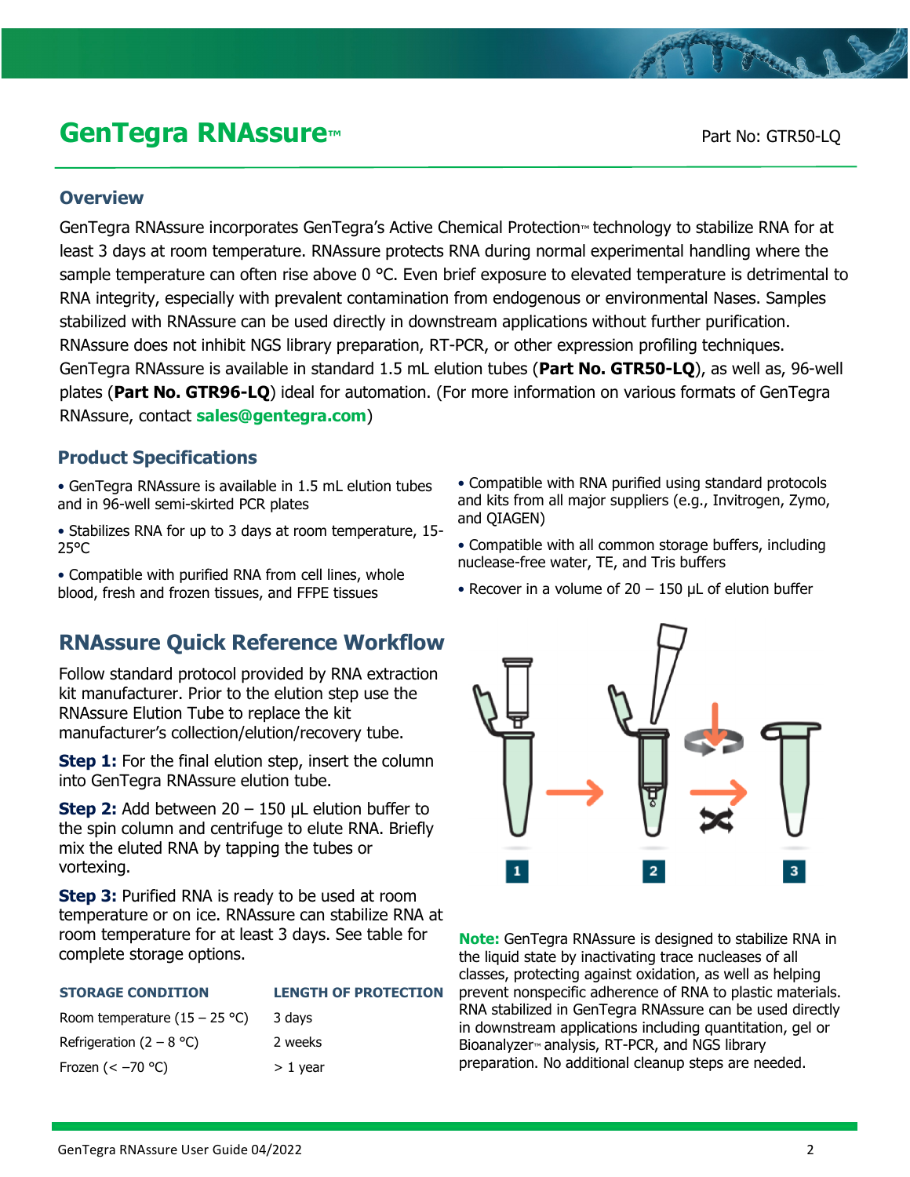# GenTegra RNAssure™

Part No: GTR50-LQ

## Overview

GenTegra RNAssure incorporates GenTegra's Active Chemical Protection™ technology to stabilize RNA for at least 3 days at room temperature. RNAssure protects RNA during normal experimental handling where the sample temperature can often rise above 0 °C. Even brief exposure to elevated temperature is detrimental to RNA integrity, especially with prevalent contamination from endogenous or environmental Nases. Samples stabilized with RNAssure can be used directly in downstream applications without further purification. RNAssure does not inhibit NGS library preparation, RT-PCR, or other expression profiling techniques. GenTegra RNAssure is available in standard 1.5 mL elution tubes (**Part No. GTR50-LQ**), as well as, 96-well plates (**Part No. GTR96-LQ**) ideal for automation. (For more information on various formats of GenTegra RNAssure, contact **sales@gentegra.com**)

## Product Specifications

- GenTegra RNAssure is available in 1.5 mL elution tubes and in 96-well semi-skirted PCR plates
- Stabilizes RNA for up to 3 days at room temperature, 15-25°C
- Compatible with purified RNA from cell lines, whole blood, fresh and frozen tissues, and FFPE tissues
- Compatible with RNA purified using standard protocols and kits from all major suppliers (e.g., Invitrogen, Zymo, and QIAGEN)
- Compatible with all common storage buffers, including nuclease-free water, TE, and Tris buffers
- Recover in a volume of 20 – 150 µL of elution buffer

## RNAssure Quick Reference Workflow

Follow standard protocol provided by RNA extraction kit manufacturer. Prior to the elution step use the RNAssure Elution Tube to replace the kit manufacturer's collection/elution/recovery tube.

**Step 1:** For the final elution step, insert the column into GenTegra RNAssure elution tube.

**Step 2:** Add between 20 – 150 µL elution buffer to the spin column and centrifuge to elute RNA. Briefly mix the eluted RNA by tapping the tubes or vortexing.

**Step 3:** Purified RNA is ready to be used at room temperature or on ice. RNAssure can stabilize RNA at room temperature for at least 3 days. See table for complete storage options.

| STORAGE CONDITION | LENGTH OF PROTECTION |
|---|---|
| Room temperature (15 – 25 °C) | 3 days |
| Refrigeration (2 – 8 °C) | 2 weeks |
| Frozen (< –70 °C) | > 1 year |

**Note:** GenTegra RNAssure is designed to stabilize RNA in the liquid state by inactivating trace nucleases of all classes, protecting against oxidation, as well as helping prevent nonspecific adherence of RNA to plastic materials. RNA stabilized in GenTegra RNAssure can be used directly in downstream applications including quantitation, gel or Bioanalyzer™ analysis, RT-PCR, and NGS library preparation. No additional cleanup steps are needed.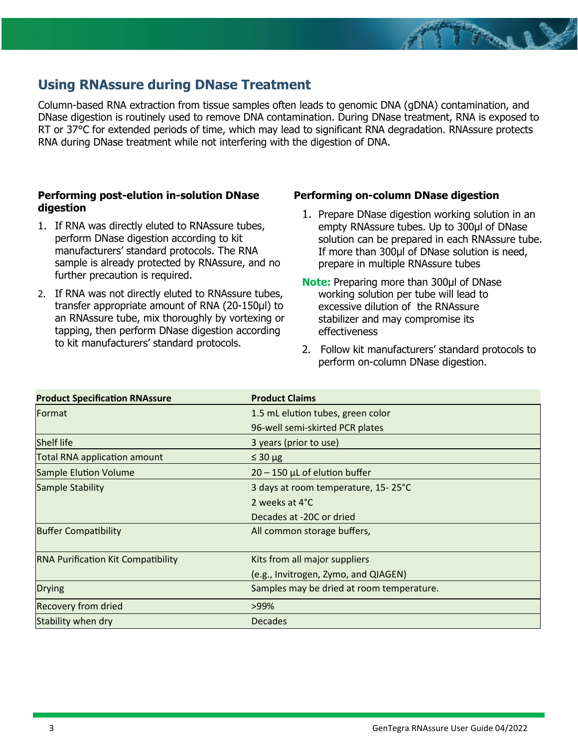## Using RNAssure during DNase Treatment

Column-based RNA extraction from tissue samples often leads to genomic DNA (gDNA) contamination, and DNase digestion is routinely used to remove DNA contamination. During DNase treatment, RNA is exposed to RT or 37°C for extended periods of time, which may lead to significant RNA degradation. RNAssure protects RNA during DNase treatment while not interfering with the digestion of DNA.

**Performing post-elution in-solution DNase digestion**

1. If RNA was directly eluted to RNAssure tubes, perform DNase digestion according to kit manufacturers' standard protocols. The RNA sample is already protected by RNAssure, and no further precaution is required.
2. If RNA was not directly eluted to RNAssure tubes, transfer appropriate amount of RNA (20-150µl) to an RNAssure tube, mix thoroughly by vortexing or tapping, then perform DNase digestion according to kit manufacturers' standard protocols.

**Performing on-column DNase digestion**

1. Prepare DNase digestion working solution in an empty RNAssure tubes. Up to 300µl of DNase solution can be prepared in each RNAssure tube. If more than 300µl of DNase solution is need, prepare in multiple RNAssure tubes

**Note:** Preparing more than 300µl of DNase working solution per tube will lead to excessive dilution of the RNAssure stabilizer and may compromise its effectiveness

2. Follow kit manufacturers' standard protocols to perform on-column DNase digestion.

| Product Specification RNAssure | Product Claims |
|---|---|
| Format | 1.5 mL elution tubes, green color |
| | 96-well semi-skirted PCR plates |
| Shelf life | 3 years (prior to use) |
| Total RNA application amount | ≤ 30 µg |
| Sample Elution Volume | 20 – 150 µL of elution buffer |
| Sample Stability | 3 days at room temperature, 15- 25°C |
| | 2 weeks at 4°C |
| | Decades at -20C or dried |
| Buffer Compatibility | All common storage buffers, |
| RNA Purification Kit Compatibility | Kits from all major suppliers |
| | (e.g., Invitrogen, Zymo, and QIAGEN) |
| Drying | Samples may be dried at room temperature. |
| Recovery from dried | >99% |
| Stability when dry | Decades |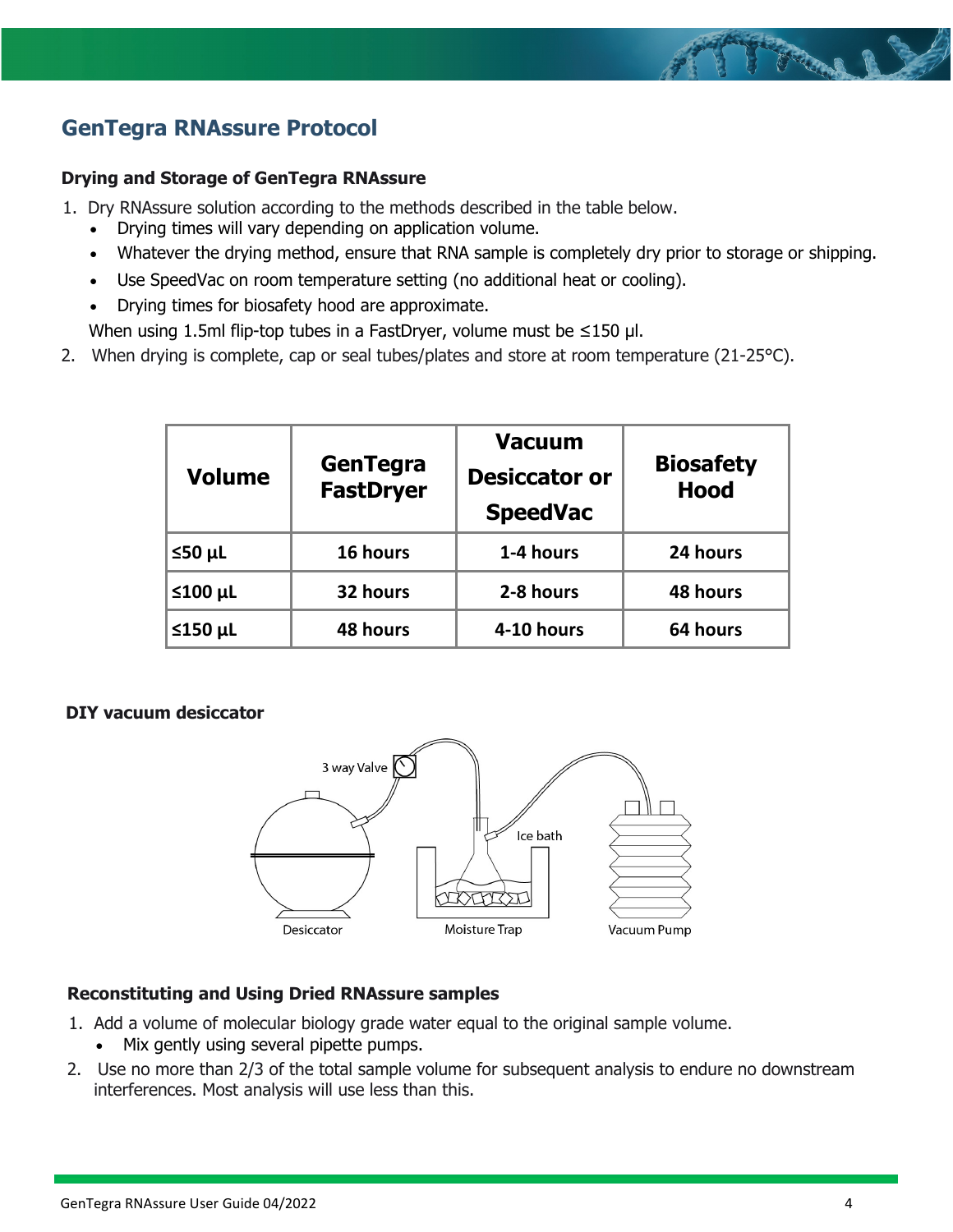## GenTegra RNAssure Protocol

### Drying and Storage of GenTegra RNAssure

1. Dry RNAssure solution according to the methods described in the table below.
   - Drying times will vary depending on application volume.
   - Whatever the drying method, ensure that RNA sample is completely dry prior to storage or shipping.
   - Use SpeedVac on room temperature setting (no additional heat or cooling).
   - Drying times for biosafety hood are approximate.

   When using 1.5ml flip-top tubes in a FastDryer, volume must be ≤150 µl.
2. When drying is complete, cap or seal tubes/plates and store at room temperature (21-25°C).

| Volume | GenTegra FastDryer | Vacuum Desiccator or SpeedVac | Biosafety Hood |
|---|---|---|---|
| ≤50 µL | 16 hours | 1-4 hours | 24 hours |
| ≤100 µL | 32 hours | 2-8 hours | 48 hours |
| ≤150 µL | 48 hours | 4-10 hours | 64 hours |

**DIY vacuum desiccator**

3 way Valve

Ice bath

Desiccator

Moisture Trap

Vacuum Pump

### Reconstituting and Using Dried RNAssure samples

1. Add a volume of molecular biology grade water equal to the original sample volume.
   - Mix gently using several pipette pumps.
2. Use no more than 2/3 of the total sample volume for subsequent analysis to endure no downstream interferences. Most analysis will use less than this.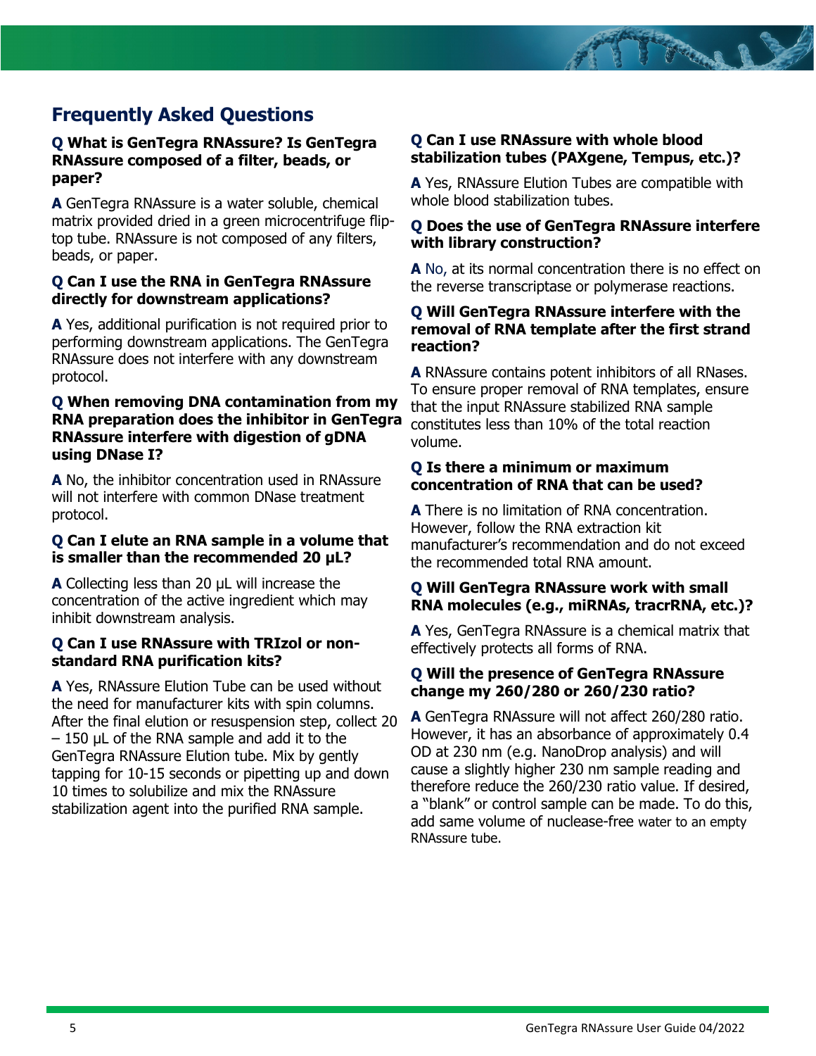## Frequently Asked Questions

**Q What is GenTegra RNAssure? Is GenTegra RNAssure composed of a filter, beads, or paper?**

**A** GenTegra RNAssure is a water soluble, chemical matrix provided dried in a green microcentrifuge flip-top tube. RNAssure is not composed of any filters, beads, or paper.

**Q Can I use the RNA in GenTegra RNAssure directly for downstream applications?**

**A** Yes, additional purification is not required prior to performing downstream applications. The GenTegra RNAssure does not interfere with any downstream protocol.

**Q When removing DNA contamination from my RNA preparation does the inhibitor in GenTegra RNAssure interfere with digestion of gDNA using DNase I?**

**A** No, the inhibitor concentration used in RNAssure will not interfere with common DNase treatment protocol.

**Q Can I elute an RNA sample in a volume that is smaller than the recommended 20 µL?**

**A** Collecting less than 20 µL will increase the concentration of the active ingredient which may inhibit downstream analysis.

**Q Can I use RNAssure with TRIzol or non-standard RNA purification kits?**

**A** Yes, RNAssure Elution Tube can be used without the need for manufacturer kits with spin columns. After the final elution or resuspension step, collect 20 – 150 µL of the RNA sample and add it to the GenTegra RNAssure Elution tube. Mix by gently tapping for 10-15 seconds or pipetting up and down 10 times to solubilize and mix the RNAssure stabilization agent into the purified RNA sample.

**Q Can I use RNAssure with whole blood stabilization tubes (PAXgene, Tempus, etc.)?**

**A** Yes, RNAssure Elution Tubes are compatible with whole blood stabilization tubes.

**Q Does the use of GenTegra RNAssure interfere with library construction?**

**A** No, at its normal concentration there is no effect on the reverse transcriptase or polymerase reactions.

**Q Will GenTegra RNAssure interfere with the removal of RNA template after the first strand reaction?**

**A** RNAssure contains potent inhibitors of all RNases. To ensure proper removal of RNA templates, ensure that the input RNAssure stabilized RNA sample constitutes less than 10% of the total reaction volume.

**Q Is there a minimum or maximum concentration of RNA that can be used?**

**A** There is no limitation of RNA concentration. However, follow the RNA extraction kit manufacturer's recommendation and do not exceed the recommended total RNA amount.

**Q Will GenTegra RNAssure work with small RNA molecules (e.g., miRNAs, tracrRNA, etc.)?**

**A** Yes, GenTegra RNAssure is a chemical matrix that effectively protects all forms of RNA.

**Q Will the presence of GenTegra RNAssure change my 260/280 or 260/230 ratio?**

**A** GenTegra RNAssure will not affect 260/280 ratio. However, it has an absorbance of approximately 0.4 OD at 230 nm (e.g. NanoDrop analysis) and will cause a slightly higher 230 nm sample reading and therefore reduce the 260/230 ratio value. If desired, a "blank" or control sample can be made. To do this, add same volume of nuclease-free water to an empty RNAssure tube.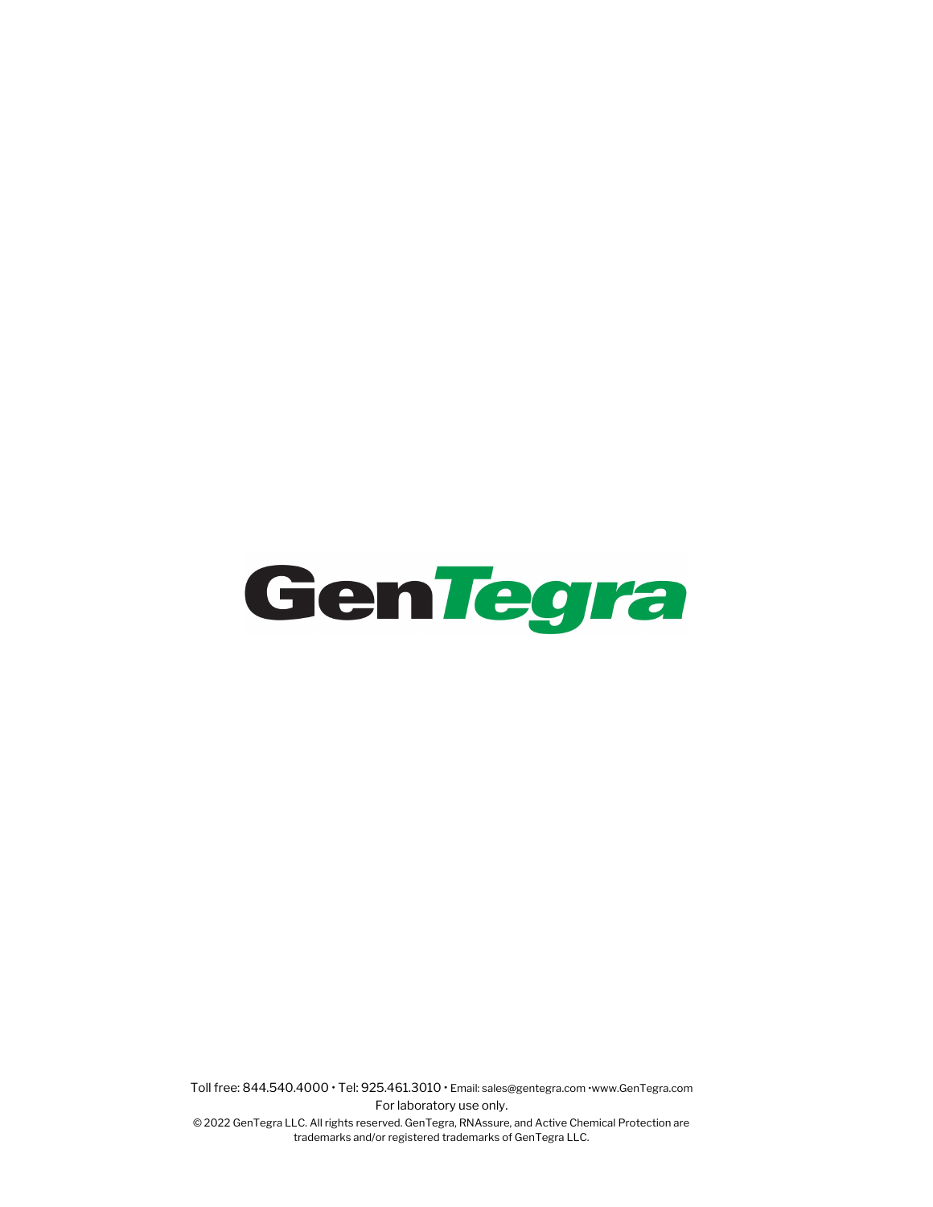GenTegra

Toll free: 844.540.4000 • Tel: 925.461.3010 • Email: sales@gentegra.com •www.GenTegra.com

For laboratory use only.

© 2022 GenTegra LLC. All rights reserved. GenTegra, RNAssure, and Active Chemical Protection are trademarks and/or registered trademarks of GenTegra LLC.